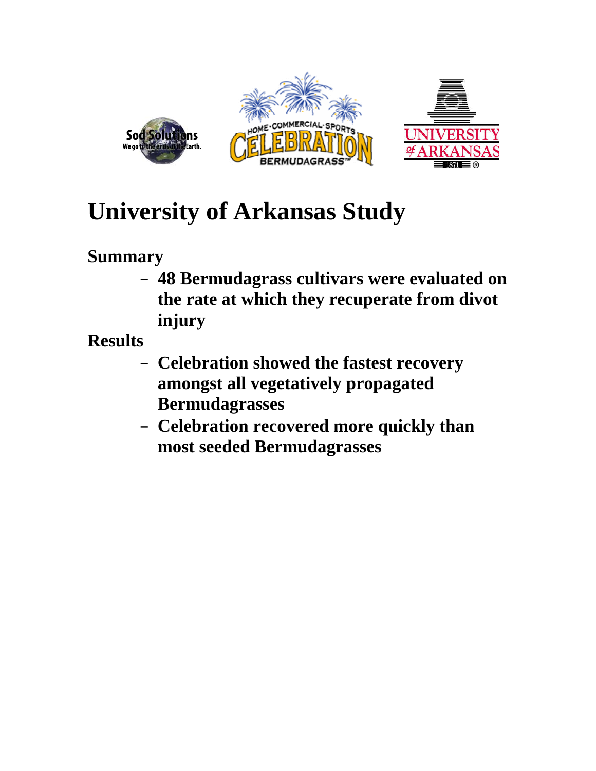# University of Arkansas Study

## Summary

- 48 Bermudagrass cultivars were evaluated on the rate at which they recuperate from divot injury

## Results

- Celebration showed the fastest recovery amongst all vegetatively propagated Bermudagrasses
- Celebration recovered more quickly than most seeded Bermudagrasses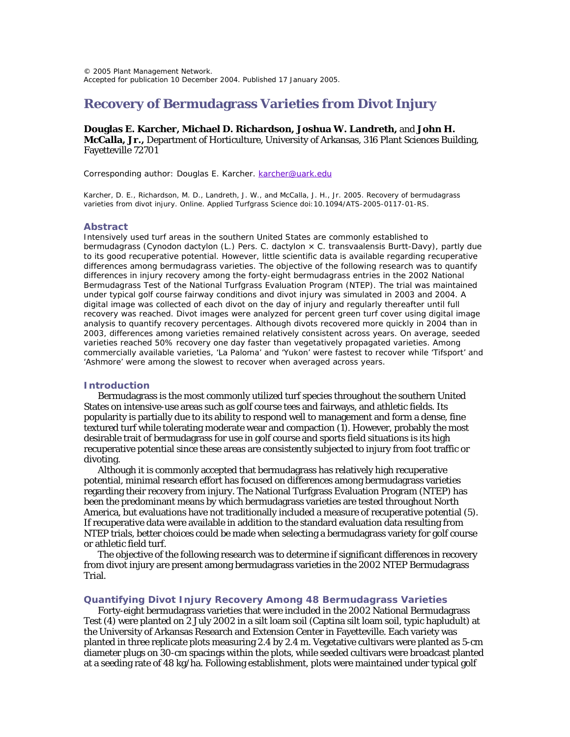© 2005 Plant Management Network.
Accepted for publication 10 December 2004. Published 17 January 2005.

# Recovery of Bermudagrass Varieties from Divot Injury

**Douglas E. Karcher, Michael D. Richardson, Joshua W. Landreth,** and **John H. McCalla, Jr.,** Department of Horticulture, University of Arkansas, 316 Plant Sciences Building, Fayetteville 72701

Corresponding author: Douglas E. Karcher. karcher@uark.edu

Karcher, D. E., Richardson, M. D., Landreth, J. W., and McCalla, J. H., Jr. 2005. Recovery of bermudagrass varieties from divot injury. Online. Applied Turfgrass Science doi:10.1094/ATS-2005-0117-01-RS.

## Abstract

Intensively used turf areas in the southern United States are commonly established to bermudagrass (Cynodon dactylon (L.) Pers. C. dactylon × C. transvaalensis Burtt-Davy), partly due to its good recuperative potential. However, little scientific data is available regarding recuperative differences among bermudagrass varieties. The objective of the following research was to quantify differences in injury recovery among the forty-eight bermudagrass entries in the 2002 National Bermudagrass Test of the National Turfgrass Evaluation Program (NTEP). The trial was maintained under typical golf course fairway conditions and divot injury was simulated in 2003 and 2004. A digital image was collected of each divot on the day of injury and regularly thereafter until full recovery was reached. Divot images were analyzed for percent green turf cover using digital image analysis to quantify recovery percentages. Although divots recovered more quickly in 2004 than in 2003, differences among varieties remained relatively consistent across years. On average, seeded varieties reached 50% recovery one day faster than vegetatively propagated varieties. Among commercially available varieties, 'La Paloma' and 'Yukon' were fastest to recover while 'Tifsport' and 'Ashmore' were among the slowest to recover when averaged across years.

## Introduction

Bermudagrass is the most commonly utilized turf species throughout the southern United States on intensive-use areas such as golf course tees and fairways, and athletic fields. Its popularity is partially due to its ability to respond well to management and form a dense, fine textured turf while tolerating moderate wear and compaction (1). However, probably the most desirable trait of bermudagrass for use in golf course and sports field situations is its high recuperative potential since these areas are consistently subjected to injury from foot traffic or divoting.

Although it is commonly accepted that bermudagrass has relatively high recuperative potential, minimal research effort has focused on differences among bermudagrass varieties regarding their recovery from injury. The National Turfgrass Evaluation Program (NTEP) has been the predominant means by which bermudagrass varieties are tested throughout North America, but evaluations have not traditionally included a measure of recuperative potential (5). If recuperative data were available in addition to the standard evaluation data resulting from NTEP trials, better choices could be made when selecting a bermudagrass variety for golf course or athletic field turf.

The objective of the following research was to determine if significant differences in recovery from divot injury are present among bermudagrass varieties in the 2002 NTEP Bermudagrass Trial.

## Quantifying Divot Injury Recovery Among 48 Bermudagrass Varieties

Forty-eight bermudagrass varieties that were included in the 2002 National Bermudagrass Test (4) were planted on 2 July 2002 in a silt loam soil (Captina silt loam soil, typic hapludult) at the University of Arkansas Research and Extension Center in Fayetteville. Each variety was planted in three replicate plots measuring 2.4 by 2.4 m. Vegetative cultivars were planted as 5-cm diameter plugs on 30-cm spacings within the plots, while seeded cultivars were broadcast planted at a seeding rate of 48 kg/ha. Following establishment, plots were maintained under typical golf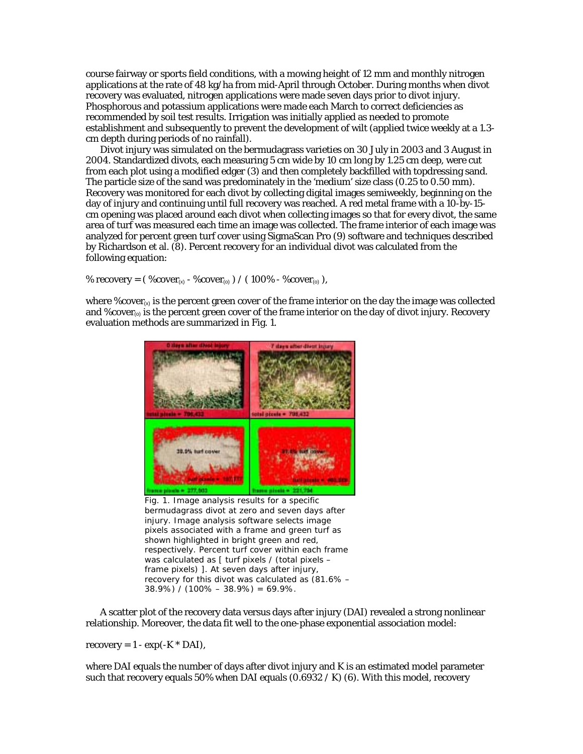course fairway or sports field conditions, with a mowing height of 12 mm and monthly nitrogen applications at the rate of 48 kg/ha from mid-April through October. During months when divot recovery was evaluated, nitrogen applications were made seven days prior to divot injury. Phosphorous and potassium applications were made each March to correct deficiencies as recommended by soil test results. Irrigation was initially applied as needed to promote establishment and subsequently to prevent the development of wilt (applied twice weekly at a 1.3-cm depth during periods of no rainfall).

Divot injury was simulated on the bermudagrass varieties on 30 July in 2003 and 3 August in 2004. Standardized divots, each measuring 5 cm wide by 10 cm long by 1.25 cm deep, were cut from each plot using a modified edger (3) and then completely backfilled with topdressing sand. The particle size of the sand was predominately in the 'medium' size class (0.25 to 0.50 mm). Recovery was monitored for each divot by collecting digital images semiweekly, beginning on the day of injury and continuing until full recovery was reached. A red metal frame with a 10-by-15-cm opening was placed around each divot when collecting images so that for every divot, the same area of turf was measured each time an image was collected. The frame interior of each image was analyzed for percent green turf cover using SigmaScan Pro (9) software and techniques described by Richardson et al. (8). Percent recovery for an individual divot was calculated from the following equation:

$$\% \text{recovery} = ( \%\text{cover}_{(x)} - \%\text{cover}_{(o)} ) / ( 100\% - \%\text{cover}_{(o)} ),$$

where $\%\text{cover}_{(x)}$ is the percent green cover of the frame interior on the day the image was collected and $\%\text{cover}_{(o)}$ is the percent green cover of the frame interior on the day of divot injury. Recovery evaluation methods are summarized in Fig. 1.

Fig. 1. Image analysis results for a specific bermudagrass divot at zero and seven days after injury. Image analysis software selects image pixels associated with a frame and green turf as shown highlighted in bright green and red, respectively. Percent turf cover within each frame was calculated as [ turf pixels / (total pixels – frame pixels) ]. At seven days after injury, recovery for this divot was calculated as (81.6% – 38.9%) / (100% – 38.9%) = 69.9%.

A scatter plot of the recovery data versus days after injury (DAI) revealed a strong nonlinear relationship. Moreover, the data fit well to the one-phase exponential association model:

$$\text{recovery} = 1 - \exp(-K * \text{DAI}),$$

where DAI equals the number of days after divot injury and K is an estimated model parameter such that recovery equals 50% when DAI equals (0.6932 / K) (6). With this model, recovery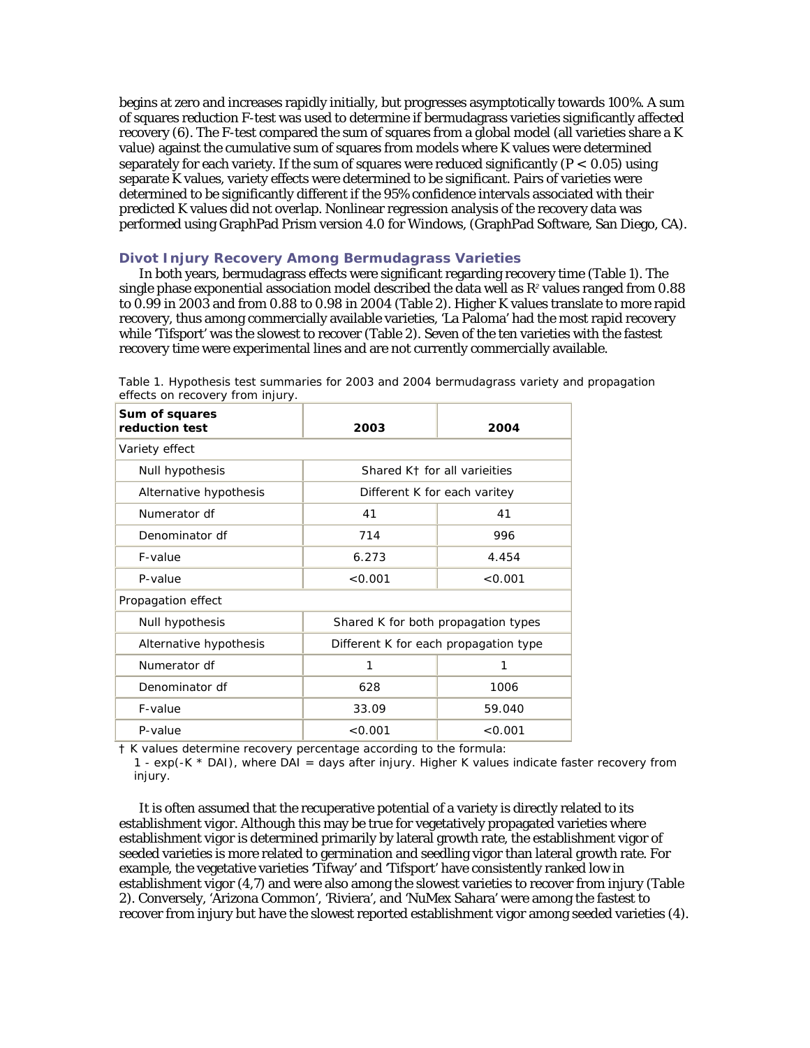begins at zero and increases rapidly initially, but progresses asymptotically towards 100%. A sum of squares reduction F-test was used to determine if bermudagrass varieties significantly affected recovery (6). The F-test compared the sum of squares from a global model (all varieties share a K value) against the cumulative sum of squares from models where K values were determined separately for each variety. If the sum of squares were reduced significantly ($P < 0.05$) using separate K values, variety effects were determined to be significant. Pairs of varieties were determined to be significantly different if the 95% confidence intervals associated with their predicted K values did not overlap. Nonlinear regression analysis of the recovery data was performed using GraphPad Prism version 4.0 for Windows, (GraphPad Software, San Diego, CA).

### Divot Injury Recovery Among Bermudagrass Varieties

In both years, bermudagrass effects were significant regarding recovery time (Table 1). The single phase exponential association model described the data well as $R^2$ values ranged from 0.88 to 0.99 in 2003 and from 0.88 to 0.98 in 2004 (Table 2). Higher K values translate to more rapid recovery, thus among commercially available varieties, 'La Paloma' had the most rapid recovery while 'Tifsport' was the slowest to recover (Table 2). Seven of the ten varieties with the fastest recovery time were experimental lines and are not currently commercially available.

Table 1. Hypothesis test summaries for 2003 and 2004 bermudagrass variety and propagation effects on recovery from injury.

| Sum of squares reduction test | 2003 | 2004 |
|---|---|---|
| Variety effect | | |
| Null hypothesis | Shared K† for all varieities | |
| Alternative hypothesis | Different K for each varitey | |
| Numerator df | 41 | 41 |
| Denominator df | 714 | 996 |
| F-value | 6.273 | 4.454 |
| P-value | <0.001 | <0.001 |
| Propagation effect | | |
| Null hypothesis | Shared K for both propagation types | |
| Alternative hypothesis | Different K for each propagation type | |
| Numerator df | 1 | 1 |
| Denominator df | 628 | 1006 |
| F-value | 33.09 | 59.040 |
| P-value | <0.001 | <0.001 |

† K values determine recovery percentage according to the formula: 1 - exp(-K * DAI), where DAI = days after injury. Higher K values indicate faster recovery from injury.

It is often assumed that the recuperative potential of a variety is directly related to its establishment vigor. Although this may be true for vegetatively propagated varieties where establishment vigor is determined primarily by lateral growth rate, the establishment vigor of seeded varieties is more related to germination and seedling vigor than lateral growth rate. For example, the vegetative varieties 'Tifway' and 'Tifsport' have consistently ranked low in establishment vigor (4,7) and were also among the slowest varieties to recover from injury (Table 2). Conversely, 'Arizona Common', 'Riviera', and 'NuMex Sahara' were among the fastest to recover from injury but have the slowest reported establishment vigor among seeded varieties (4).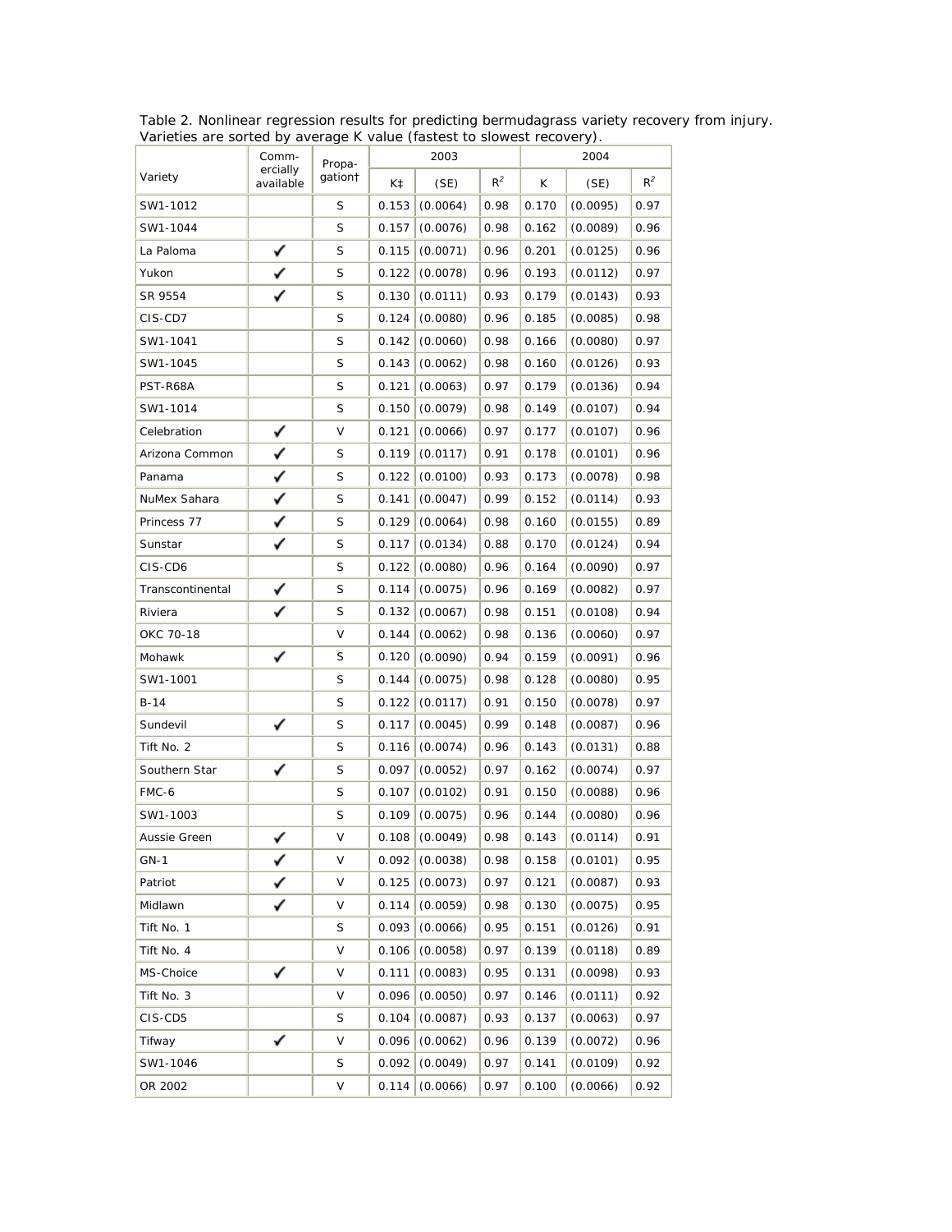Table 2. Nonlinear regression results for predicting bermudagrass variety recovery from injury. Varieties are sorted by average K value (fastest to slowest recovery).

| Variety | Commercially available | Propagation† | 2003 | | | 2004 | | |
|---|---|---|---|---|---|---|---|---|
| | | | K‡ | (SE) | $R^2$ | K | (SE) | $R^2$ |
| SW1-1012 | | S | 0.153 | (0.0064) | 0.98 | 0.170 | (0.0095) | 0.97 |
| SW1-1044 | | S | 0.157 | (0.0076) | 0.98 | 0.162 | (0.0089) | 0.96 |
| La Paloma | ✓ | S | 0.115 | (0.0071) | 0.96 | 0.201 | (0.0125) | 0.96 |
| Yukon | ✓ | S | 0.122 | (0.0078) | 0.96 | 0.193 | (0.0112) | 0.97 |
| SR 9554 | ✓ | S | 0.130 | (0.0111) | 0.93 | 0.179 | (0.0143) | 0.93 |
| CIS-CD7 | | S | 0.124 | (0.0080) | 0.96 | 0.185 | (0.0085) | 0.98 |
| SW1-1041 | | S | 0.142 | (0.0060) | 0.98 | 0.166 | (0.0080) | 0.97 |
| SW1-1045 | | S | 0.143 | (0.0062) | 0.98 | 0.160 | (0.0126) | 0.93 |
| PST-R68A | | S | 0.121 | (0.0063) | 0.97 | 0.179 | (0.0136) | 0.94 |
| SW1-1014 | | S | 0.150 | (0.0079) | 0.98 | 0.149 | (0.0107) | 0.94 |
| Celebration | ✓ | V | 0.121 | (0.0066) | 0.97 | 0.177 | (0.0107) | 0.96 |
| Arizona Common | ✓ | S | 0.119 | (0.0117) | 0.91 | 0.178 | (0.0101) | 0.96 |
| Panama | ✓ | S | 0.122 | (0.0100) | 0.93 | 0.173 | (0.0078) | 0.98 |
| NuMex Sahara | ✓ | S | 0.141 | (0.0047) | 0.99 | 0.152 | (0.0114) | 0.93 |
| Princess 77 | ✓ | S | 0.129 | (0.0064) | 0.98 | 0.160 | (0.0155) | 0.89 |
| Sunstar | ✓ | S | 0.117 | (0.0134) | 0.88 | 0.170 | (0.0124) | 0.94 |
| CIS-CD6 | | S | 0.122 | (0.0080) | 0.96 | 0.164 | (0.0090) | 0.97 |
| Transcontinental | ✓ | S | 0.114 | (0.0075) | 0.96 | 0.169 | (0.0082) | 0.97 |
| Riviera | ✓ | S | 0.132 | (0.0067) | 0.98 | 0.151 | (0.0108) | 0.94 |
| OKC 70-18 | | V | 0.144 | (0.0062) | 0.98 | 0.136 | (0.0060) | 0.97 |
| Mohawk | ✓ | S | 0.120 | (0.0090) | 0.94 | 0.159 | (0.0091) | 0.96 |
| SW1-1001 | | S | 0.144 | (0.0075) | 0.98 | 0.128 | (0.0080) | 0.95 |
| B-14 | | S | 0.122 | (0.0117) | 0.91 | 0.150 | (0.0078) | 0.97 |
| Sundevil | ✓ | S | 0.117 | (0.0045) | 0.99 | 0.148 | (0.0087) | 0.96 |
| Tift No. 2 | | S | 0.116 | (0.0074) | 0.96 | 0.143 | (0.0131) | 0.88 |
| Southern Star | ✓ | S | 0.097 | (0.0052) | 0.97 | 0.162 | (0.0074) | 0.97 |
| FMC-6 | | S | 0.107 | (0.0102) | 0.91 | 0.150 | (0.0088) | 0.96 |
| SW1-1003 | | S | 0.109 | (0.0075) | 0.96 | 0.144 | (0.0080) | 0.96 |
| Aussie Green | ✓ | V | 0.108 | (0.0049) | 0.98 | 0.143 | (0.0114) | 0.91 |
| GN-1 | ✓ | V | 0.092 | (0.0038) | 0.98 | 0.158 | (0.0101) | 0.95 |
| Patriot | ✓ | V | 0.125 | (0.0073) | 0.97 | 0.121 | (0.0087) | 0.93 |
| Midlawn | ✓ | V | 0.114 | (0.0059) | 0.98 | 0.130 | (0.0075) | 0.95 |
| Tift No. 1 | | S | 0.093 | (0.0066) | 0.95 | 0.151 | (0.0126) | 0.91 |
| Tift No. 4 | | V | 0.106 | (0.0058) | 0.97 | 0.139 | (0.0118) | 0.89 |
| MS-Choice | ✓ | V | 0.111 | (0.0083) | 0.95 | 0.131 | (0.0098) | 0.93 |
| Tift No. 3 | | V | 0.096 | (0.0050) | 0.97 | 0.146 | (0.0111) | 0.92 |
| CIS-CD5 | | S | 0.104 | (0.0087) | 0.93 | 0.137 | (0.0063) | 0.97 |
| Tifway | ✓ | V | 0.096 | (0.0062) | 0.96 | 0.139 | (0.0072) | 0.96 |
| SW1-1046 | | S | 0.092 | (0.0049) | 0.97 | 0.141 | (0.0109) | 0.92 |
| OR 2002 | | V | 0.114 | (0.0066) | 0.97 | 0.100 | (0.0066) | 0.92 |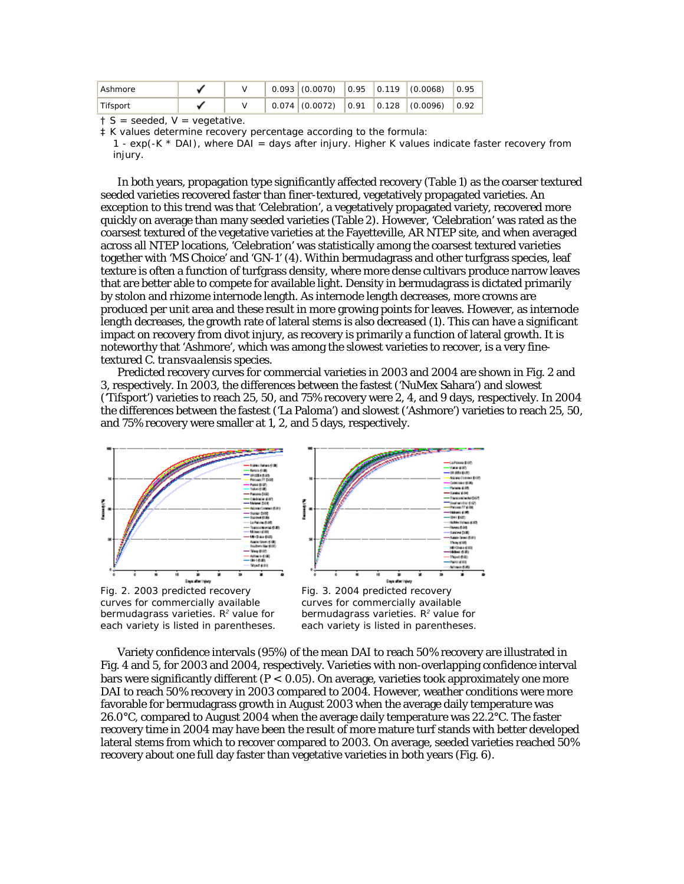| Ashmore | ✓ | V | 0.093 | (0.0070) | 0.95 | 0.119 | (0.0068) | 0.95 |
|---|---|---|---|---|---|---|---|---|
| Tifsport | ✓ | V | 0.074 | (0.0072) | 0.91 | 0.128 | (0.0096) | 0.92 |

† S = seeded, V = vegetative.

‡ K values determine recovery percentage according to the formula:
$1 - \exp(-K * DAI)$, where DAI = days after injury. Higher K values indicate faster recovery from injury.

In both years, propagation type significantly affected recovery (Table 1) as the coarser textured seeded varieties recovered faster than finer-textured, vegetatively propagated varieties. An exception to this trend was that 'Celebration', a vegetatively propagated variety, recovered more quickly on average than many seeded varieties (Table 2). However, 'Celebration' was rated as the coarsest textured of the vegetative varieties at the Fayetteville, AR NTEP site, and when averaged across all NTEP locations, 'Celebration' was statistically among the coarsest textured varieties together with 'MS Choice' and 'GN-1' (4). Within bermudagrass and other turfgrass species, leaf texture is often a function of turfgrass density, where more dense cultivars produce narrow leaves that are better able to compete for available light. Density in bermudagrass is dictated primarily by stolon and rhizome internode length. As internode length decreases, more crowns are produced per unit area and these result in more growing points for leaves. However, as internode length decreases, the growth rate of lateral stems is also decreased (1). This can have a significant impact on recovery from divot injury, as recovery is primarily a function of lateral growth. It is noteworthy that 'Ashmore', which was among the slowest varieties to recover, is a very fine-textured *C. transvaalensis* species.

Predicted recovery curves for commercial varieties in 2003 and 2004 are shown in Fig. 2 and 3, respectively. In 2003, the differences between the fastest ('NuMex Sahara') and slowest ('Tifsport') varieties to reach 25, 50, and 75% recovery were 2, 4, and 9 days, respectively. In 2004 the differences between the fastest ('La Paloma') and slowest ('Ashmore') varieties to reach 25, 50, and 75% recovery were smaller at 1, 2, and 5 days, respectively.

Fig. 2. 2003 predicted recovery curves for commercially available bermudagrass varieties. $R^2$ value for each variety is listed in parentheses.

Fig. 3. 2004 predicted recovery curves for commercially available bermudagrass varieties. $R^2$ value for each variety is listed in parentheses.

Variety confidence intervals (95%) of the mean DAI to reach 50% recovery are illustrated in Fig. 4 and 5, for 2003 and 2004, respectively. Varieties with non-overlapping confidence interval bars were significantly different ($P < 0.05$). On average, varieties took approximately one more DAI to reach 50% recovery in 2003 compared to 2004. However, weather conditions were more favorable for bermudagrass growth in August 2003 when the average daily temperature was 26.0°C, compared to August 2004 when the average daily temperature was 22.2°C. The faster recovery time in 2004 may have been the result of more mature turf stands with better developed lateral stems from which to recover compared to 2003. On average, seeded varieties reached 50% recovery about one full day faster than vegetative varieties in both years (Fig. 6).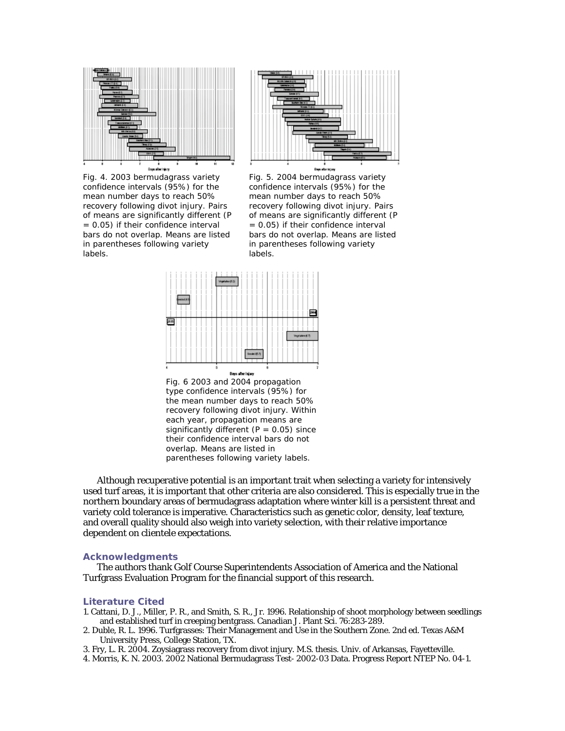Fig. 4. 2003 bermudagrass variety confidence intervals (95%) for the mean number days to reach 50% recovery following divot injury. Pairs of means are significantly different (P = 0.05) if their confidence interval bars do not overlap. Means are listed in parentheses following variety labels.

Fig. 5. 2004 bermudagrass variety confidence intervals (95%) for the mean number days to reach 50% recovery following divot injury. Pairs of means are significantly different (P = 0.05) if their confidence interval bars do not overlap. Means are listed in parentheses following variety labels.

Fig. 6 2003 and 2004 propagation type confidence intervals (95%) for the mean number days to reach 50% recovery following divot injury. Within each year, propagation means are significantly different (P = 0.05) since their confidence interval bars do not overlap. Means are listed in parentheses following variety labels.

Although recuperative potential is an important trait when selecting a variety for intensively used turf areas, it is important that other criteria are also considered. This is especially true in the northern boundary areas of bermudagrass adaptation where winter kill is a persistent threat and variety cold tolerance is imperative. Characteristics such as genetic color, density, leaf texture, and overall quality should also weigh into variety selection, with their relative importance dependent on clientele expectations.

## Acknowledgments

The authors thank Golf Course Superintendents Association of America and the National Turfgrass Evaluation Program for the financial support of this research.

## Literature Cited

1. Cattani, D. J., Miller, P. R., and Smith, S. R., Jr. 1996. Relationship of shoot morphology between seedlings and established turf in creeping bentgrass. Canadian J. Plant Sci. 76:283-289.
2. Duble, R. L. 1996. Turfgrasses: Their Management and Use in the Southern Zone. 2nd ed. Texas A&M University Press, College Station, TX.
3. Fry, L. R. 2004. Zoysiagrass recovery from divot injury. M.S. thesis. Univ. of Arkansas, Fayetteville.
4. Morris, K. N. 2003. 2002 National Bermudagrass Test- 2002-03 Data. Progress Report NTEP No. 04-1.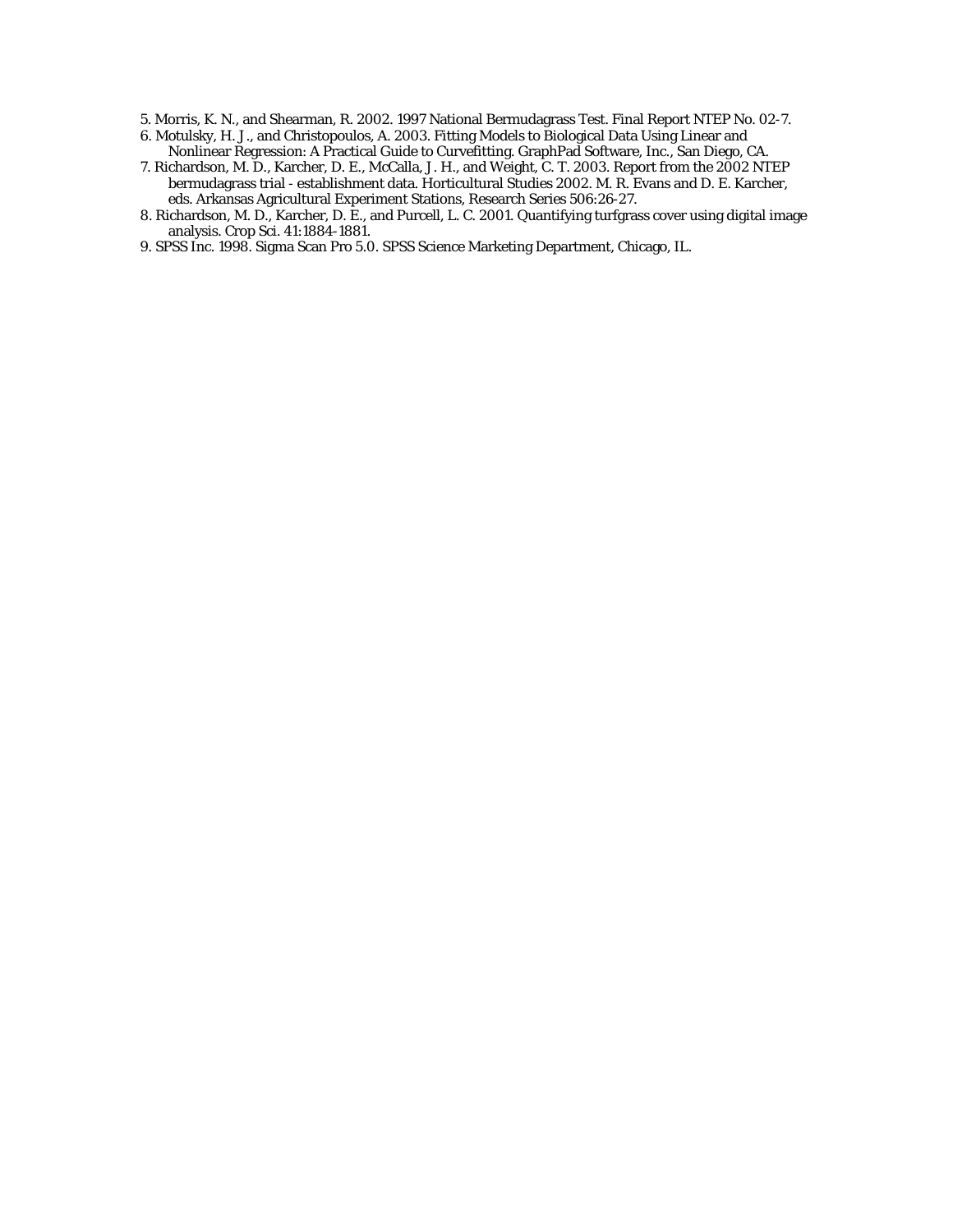5. Morris, K. N., and Shearman, R. 2002. 1997 National Bermudagrass Test. Final Report NTEP No. 02-7.
6. Motulsky, H. J., and Christopoulos, A. 2003. Fitting Models to Biological Data Using Linear and Nonlinear Regression: A Practical Guide to Curvefitting. GraphPad Software, Inc., San Diego, CA.
7. Richardson, M. D., Karcher, D. E., McCalla, J. H., and Weight, C. T. 2003. Report from the 2002 NTEP bermudagrass trial - establishment data. Horticultural Studies 2002. M. R. Evans and D. E. Karcher, eds. Arkansas Agricultural Experiment Stations, Research Series 506:26-27.
8. Richardson, M. D., Karcher, D. E., and Purcell, L. C. 2001. Quantifying turfgrass cover using digital image analysis. Crop Sci. 41:1884-1881.
9. SPSS Inc. 1998. Sigma Scan Pro 5.0. SPSS Science Marketing Department, Chicago, IL.